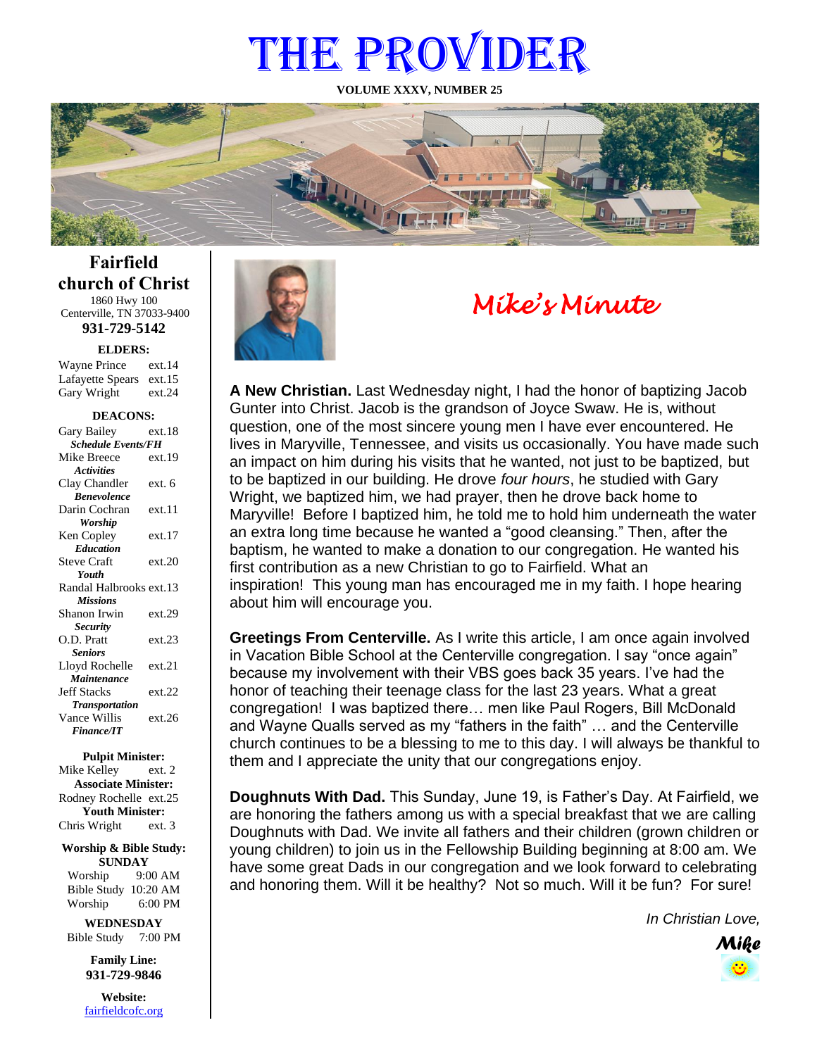# THE PROVIDER

**VOLUME XXXV, NUMBER 25**

## Fairfield church of Christ

1860 Hwy 100
Centerville, TN 37033-9400
**931-729-5142**

**ELDERS:**

Wayne Prince ext.14
Lafayette Spears ext.15
Gary Wright ext.24

**DEACONS:**

Gary Bailey ext.18
***Schedule Events/FH***
Mike Breece ext.19
***Activities***
Clay Chandler ext. 6
***Benevolence***
Darin Cochran ext.11
***Worship***
Ken Copley ext.17
***Education***
Steve Craft ext.20
***Youth***
Randal Halbrooks ext.13
***Missions***
Shanon Irwin ext.29
***Security***
O.D. Pratt ext.23
***Seniors***
Lloyd Rochelle ext.21
***Maintenance***
Jeff Stacks ext.22
***Transportation***
Vance Willis ext.26
***Finance/IT***

**Pulpit Minister:**
Mike Kelley ext. 2
**Associate Minister:**
Rodney Rochelle ext.25
**Youth Minister:**
Chris Wright ext. 3

**Worship & Bible Study:**
**SUNDAY**
Worship 9:00 AM
Bible Study 10:20 AM
Worship 6:00 PM

**WEDNESDAY**
Bible Study 7:00 PM

**Family Line:**
**931-729-9846**

**Website:**
fairfieldcofc.org

## *Mike's Minute*

**A New Christian.** Last Wednesday night, I had the honor of baptizing Jacob Gunter into Christ. Jacob is the grandson of Joyce Swaw. He is, without question, one of the most sincere young men I have ever encountered. He lives in Maryville, Tennessee, and visits us occasionally. You have made such an impact on him during his visits that he wanted, not just to be baptized, but to be baptized in our building. He drove *four hours*, he studied with Gary Wright, we baptized him, we had prayer, then he drove back home to Maryville! Before I baptized him, he told me to hold him underneath the water an extra long time because he wanted a "good cleansing." Then, after the baptism, he wanted to make a donation to our congregation. He wanted his first contribution as a new Christian to go to Fairfield. What an inspiration! This young man has encouraged me in my faith. I hope hearing about him will encourage you.

**Greetings From Centerville.** As I write this article, I am once again involved in Vacation Bible School at the Centerville congregation. I say "once again" because my involvement with their VBS goes back 35 years. I've had the honor of teaching their teenage class for the last 23 years. What a great congregation! I was baptized there… men like Paul Rogers, Bill McDonald and Wayne Qualls served as my "fathers in the faith" … and the Centerville church continues to be a blessing to me to this day. I will always be thankful to them and I appreciate the unity that our congregations enjoy.

**Doughnuts With Dad.** This Sunday, June 19, is Father's Day. At Fairfield, we are honoring the fathers among us with a special breakfast that we are calling Doughnuts with Dad. We invite all fathers and their children (grown children or young children) to join us in the Fellowship Building beginning at 8:00 am. We have some great Dads in our congregation and we look forward to celebrating and honoring them. Will it be healthy? Not so much. Will it be fun? For sure!

*In Christian Love,*

***Mike***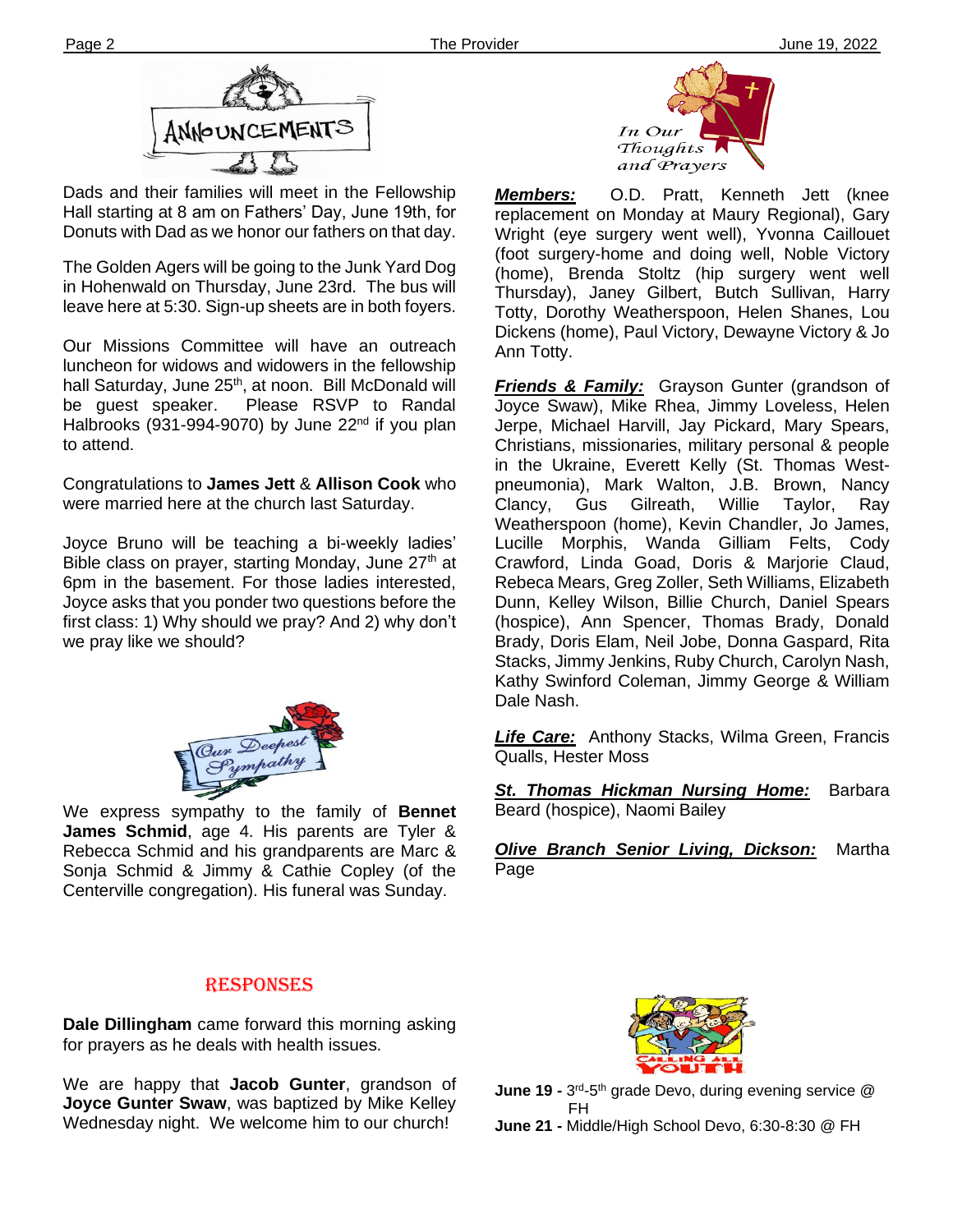# Announcements

Dads and their families will meet in the Fellowship Hall starting at 8 am on Fathers' Day, June 19th, for Donuts with Dad as we honor our fathers on that day.

The Golden Agers will be going to the Junk Yard Dog in Hohenwald on Thursday, June 23rd. The bus will leave here at 5:30. Sign-up sheets are in both foyers.

Our Missions Committee will have an outreach luncheon for widows and widowers in the fellowship hall Saturday, June 25th, at noon. Bill McDonald will be guest speaker. Please RSVP to Randal Halbrooks (931-994-9070) by June 22nd if you plan to attend.

Congratulations to **James Jett** & **Allison Cook** who were married here at the church last Saturday.

Joyce Bruno will be teaching a bi-weekly ladies' Bible class on prayer, starting Monday, June 27th at 6pm in the basement. For those ladies interested, Joyce asks that you ponder two questions before the first class: 1) Why should we pray? And 2) why don't we pray like we should?

## Our Deepest Sympathy

We express sympathy to the family of **Bennet James Schmid**, age 4. His parents are Tyler & Rebecca Schmid and his grandparents are Marc & Sonja Schmid & Jimmy & Cathie Copley (of the Centerville congregation). His funeral was Sunday.

## Responses

**Dale Dillingham** came forward this morning asking for prayers as he deals with health issues.

We are happy that **Jacob Gunter**, grandson of **Joyce Gunter Swaw**, was baptized by Mike Kelley Wednesday night. We welcome him to our church!

## In Our Thoughts and Prayers

***Members:*** O.D. Pratt, Kenneth Jett (knee replacement on Monday at Maury Regional), Gary Wright (eye surgery went well), Yvonna Caillouet (foot surgery-home and doing well, Noble Victory (home), Brenda Stoltz (hip surgery went well Thursday), Janey Gilbert, Butch Sullivan, Harry Totty, Dorothy Weatherspoon, Helen Shanes, Lou Dickens (home), Paul Victory, Dewayne Victory & Jo Ann Totty.

***Friends & Family:*** Grayson Gunter (grandson of Joyce Swaw), Mike Rhea, Jimmy Loveless, Helen Jerpe, Michael Harvill, Jay Pickard, Mary Spears, Christians, missionaries, military personal & people in the Ukraine, Everett Kelly (St. Thomas West-pneumonia), Mark Walton, J.B. Brown, Nancy Clancy, Gus Gilreath, Willie Taylor, Ray Weatherspoon (home), Kevin Chandler, Jo James, Lucille Morphis, Wanda Gilliam Felts, Cody Crawford, Linda Goad, Doris & Marjorie Claud, Rebeca Mears, Greg Zoller, Seth Williams, Elizabeth Dunn, Kelley Wilson, Billie Church, Daniel Spears (hospice), Ann Spencer, Thomas Brady, Donald Brady, Doris Elam, Neil Jobe, Donna Gaspard, Rita Stacks, Jimmy Jenkins, Ruby Church, Carolyn Nash, Kathy Swinford Coleman, Jimmy George & William Dale Nash.

***Life Care:*** Anthony Stacks, Wilma Green, Francis Qualls, Hester Moss

***St. Thomas Hickman Nursing Home:*** Barbara Beard (hospice), Naomi Bailey

***Olive Branch Senior Living, Dickson:*** Martha Page

## Calling All Youth

**June 19 -** 3rd-5th grade Devo, during evening service @ FH

**June 21 -** Middle/High School Devo, 6:30-8:30 @ FH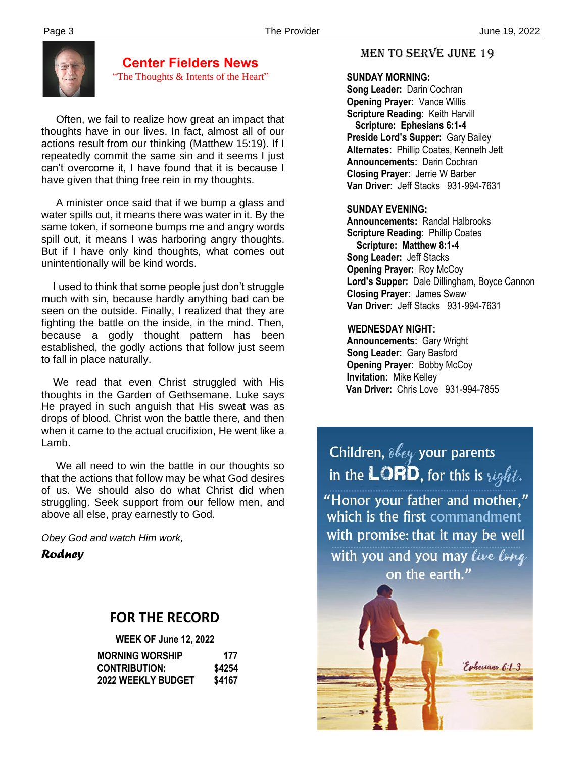## Center Fielders News

"The Thoughts & Intents of the Heart"

Often, we fail to realize how great an impact that thoughts have in our lives. In fact, almost all of our actions result from our thinking (Matthew 15:19). If I repeatedly commit the same sin and it seems I just can't overcome it, I have found that it is because I have given that thing free rein in my thoughts.

A minister once said that if we bump a glass and water spills out, it means there was water in it. By the same token, if someone bumps me and angry words spill out, it means I was harboring angry thoughts. But if I have only kind thoughts, what comes out unintentionally will be kind words.

I used to think that some people just don't struggle much with sin, because hardly anything bad can be seen on the outside. Finally, I realized that they are fighting the battle on the inside, in the mind. Then, because a godly thought pattern has been established, the godly actions that follow just seem to fall in place naturally.

We read that even Christ struggled with His thoughts in the Garden of Gethsemane. Luke says He prayed in such anguish that His sweat was as drops of blood. Christ won the battle there, and then when it came to the actual crucifixion, He went like a Lamb.

We all need to win the battle in our thoughts so that the actions that follow may be what God desires of us. We should also do what Christ did when struggling. Seek support from our fellow men, and above all else, pray earnestly to God.

*Obey God and watch Him work,*

***Rodney***

## FOR THE RECORD

**WEEK OF June 12, 2022**

| | |
|---|---|
| **MORNING WORSHIP** | **177** |
| **CONTRIBUTION:** | **$4254** |
| **2022 WEEKLY BUDGET** | **$4167** |

## MEN TO SERVE JUNE 19

**SUNDAY MORNING:**
**Song Leader:** Darin Cochran
**Opening Prayer:** Vance Willis
**Scripture Reading:** Keith Harvill
**Scripture: Ephesians 6:1-4**
**Preside Lord's Supper:** Gary Bailey
**Alternates:** Phillip Coates, Kenneth Jett
**Announcements:** Darin Cochran
**Closing Prayer:** Jerrie W Barber
**Van Driver:** Jeff Stacks 931-994-7631

**SUNDAY EVENING:**
**Announcements:** Randal Halbrooks
**Scripture Reading:** Phillip Coates
**Scripture: Matthew 8:1-4**
**Song Leader:** Jeff Stacks
**Opening Prayer:** Roy McCoy
**Lord's Supper:** Dale Dillingham, Boyce Cannon
**Closing Prayer:** James Swaw
**Van Driver:** Jeff Stacks 931-994-7631

**WEDNESDAY NIGHT:**
**Announcements:** Gary Wright
**Song Leader:** Gary Basford
**Opening Prayer:** Bobby McCoy
**Invitation:** Mike Kelley
**Van Driver:** Chris Love 931-994-7855

Children, obey your parents in the LORD, for this is right. "Honor your father and mother," which is the first commandment with promise: that it may be well with you and you may live long on the earth."

Ephesians 6:1-3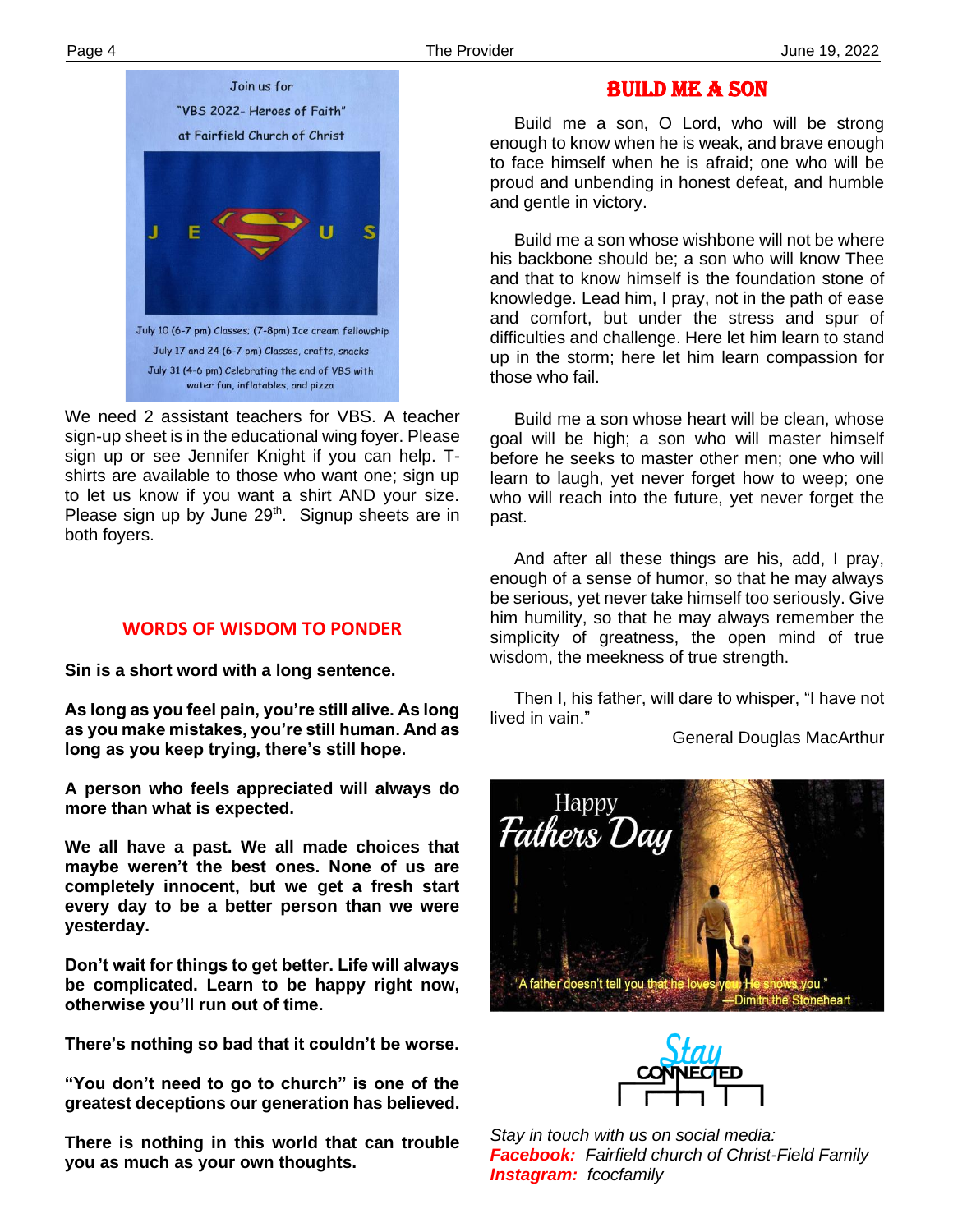Join us for

"VBS 2022- Heroes of Faith"

at Fairfield Church of Christ

J E U S

July 10 (6-7 pm) Classes; (7-8pm) Ice cream fellowship

July 17 and 24 (6-7 pm) Classes, crafts, snacks

July 31 (4-6 pm) Celebrating the end of VBS with water fun, inflatables, and pizza

We need 2 assistant teachers for VBS. A teacher sign-up sheet is in the educational wing foyer. Please sign up or see Jennifer Knight if you can help. T-shirts are available to those who want one; sign up to let us know if you want a shirt AND your size. Please sign up by June 29th. Signup sheets are in both foyers.

## WORDS OF WISDOM TO PONDER

**Sin is a short word with a long sentence.**

**As long as you feel pain, you're still alive. As long as you make mistakes, you're still human. And as long as you keep trying, there's still hope.**

**A person who feels appreciated will always do more than what is expected.**

**We all have a past. We all made choices that maybe weren't the best ones. None of us are completely innocent, but we get a fresh start every day to be a better person than we were yesterday.**

**Don't wait for things to get better. Life will always be complicated. Learn to be happy right now, otherwise you'll run out of time.**

**There's nothing so bad that it couldn't be worse.**

**"You don't need to go to church" is one of the greatest deceptions our generation has believed.**

**There is nothing in this world that can trouble you as much as your own thoughts.**

## BUILD ME A SON

Build me a son, O Lord, who will be strong enough to know when he is weak, and brave enough to face himself when he is afraid; one who will be proud and unbending in honest defeat, and humble and gentle in victory.

Build me a son whose wishbone will not be where his backbone should be; a son who will know Thee and that to know himself is the foundation stone of knowledge. Lead him, I pray, not in the path of ease and comfort, but under the stress and spur of difficulties and challenge. Here let him learn to stand up in the storm; here let him learn compassion for those who fail.

Build me a son whose heart will be clean, whose goal will be high; a son who will master himself before he seeks to master other men; one who will learn to laugh, yet never forget how to weep; one who will reach into the future, yet never forget the past.

And after all these things are his, add, I pray, enough of a sense of humor, so that he may always be serious, yet never take himself too seriously. Give him humility, so that he may always remember the simplicity of greatness, the open mind of true wisdom, the meekness of true strength.

Then I, his father, will dare to whisper, "I have not lived in vain."

General Douglas MacArthur

Happy Fathers Day

"A father doesn't tell you that he loves you. He shows you." —Dimitri the Stoneheart

Stay CONNECTED

*Stay in touch with us on social media:*
***Facebook:*** *Fairfield church of Christ-Field Family*
***Instagram:*** *fcocfamily*